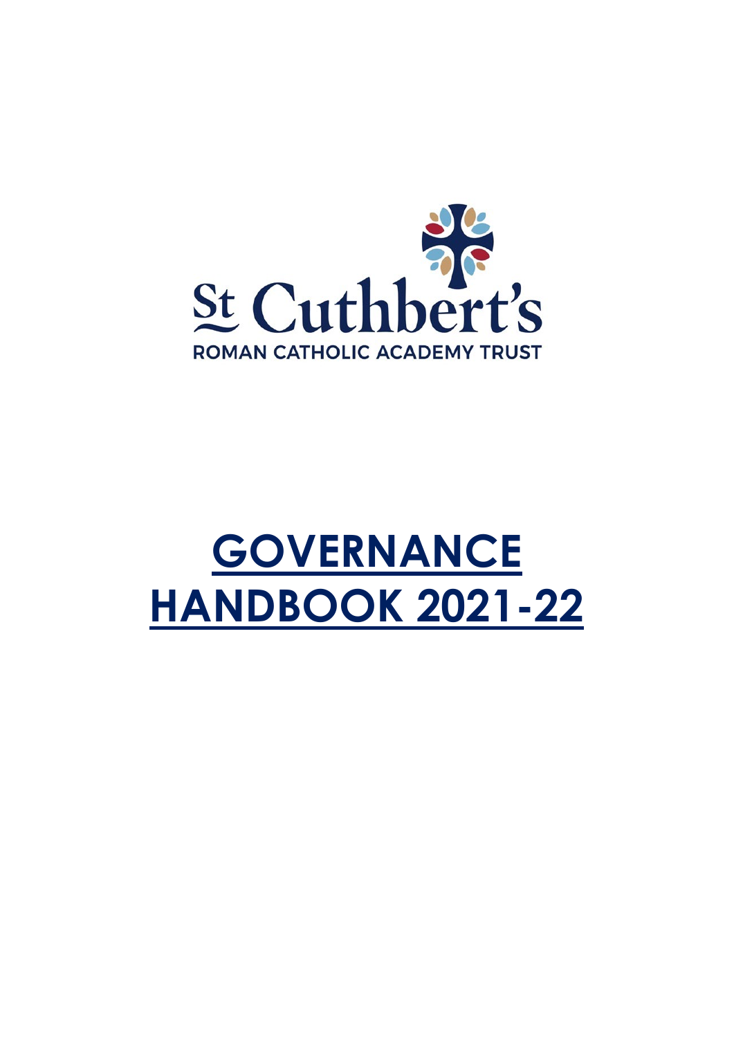St Cuthbert's

ROMAN CATHOLIC ACADEMY TRUST

# GOVERNANCE HANDBOOK 2021-22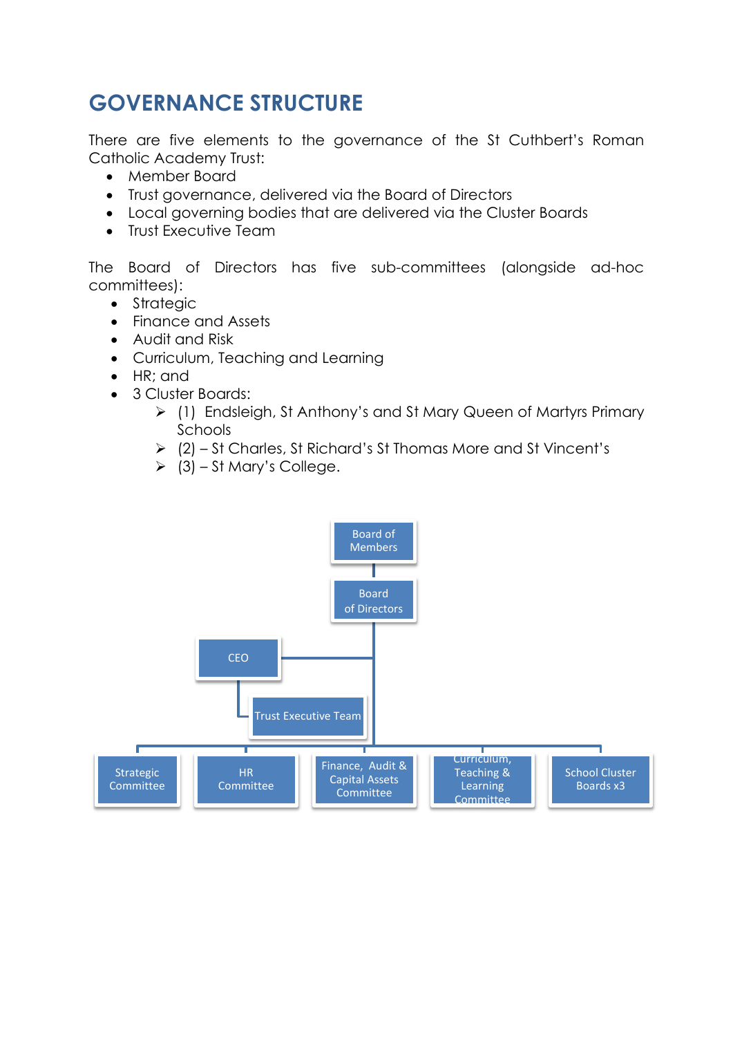# GOVERNANCE STRUCTURE

There are five elements to the governance of the St Cuthbert's Roman Catholic Academy Trust:

- Member Board
- Trust governance, delivered via the Board of Directors
- Local governing bodies that are delivered via the Cluster Boards
- Trust Executive Team

The Board of Directors has five sub-committees (alongside ad-hoc committees):

- Strategic
- Finance and Assets
- Audit and Risk
- Curriculum, Teaching and Learning
- HR; and
- 3 Cluster Boards:
  - (1) Endsleigh, St Anthony's and St Mary Queen of Martyrs Primary Schools
  - (2) – St Charles, St Richard's St Thomas More and St Vincent's
  - (3) – St Mary's College.

Board of Members

Board of Directors

CEO

Trust Executive Team

Strategic Committee | HR Committee | Finance, Audit & Capital Assets Committee | Curriculum, Teaching & Learning Committee | School Cluster Boards x3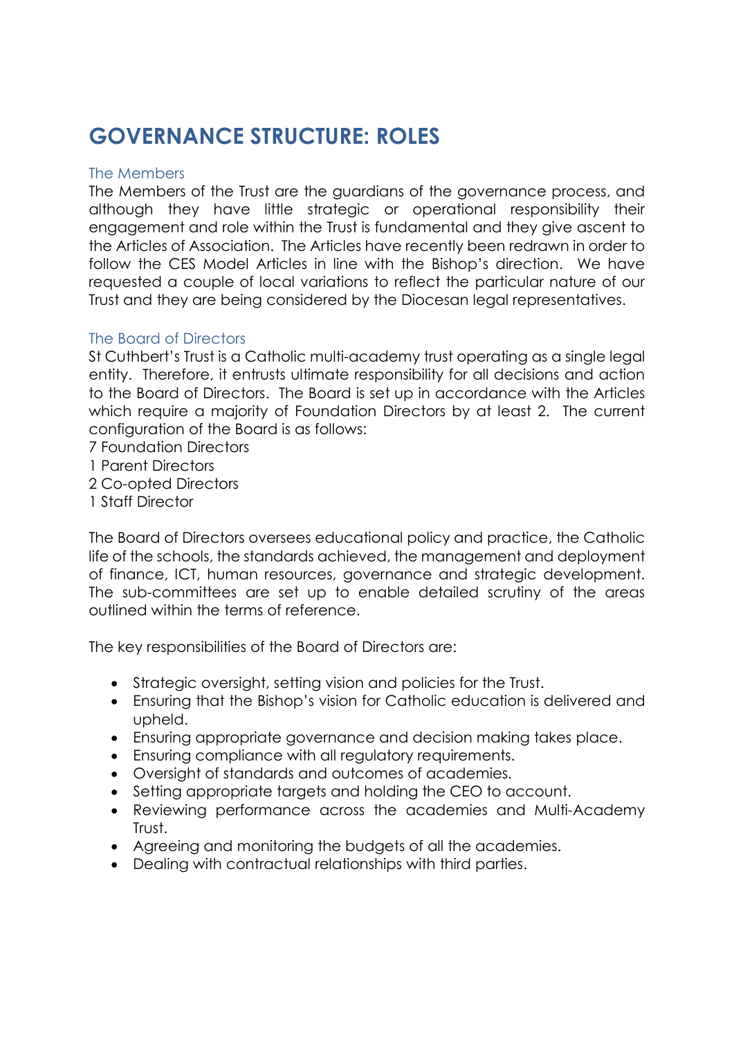# GOVERNANCE STRUCTURE: ROLES

## The Members

The Members of the Trust are the guardians of the governance process, and although they have little strategic or operational responsibility their engagement and role within the Trust is fundamental and they give ascent to the Articles of Association. The Articles have recently been redrawn in order to follow the CES Model Articles in line with the Bishop's direction. We have requested a couple of local variations to reflect the particular nature of our Trust and they are being considered by the Diocesan legal representatives.

## The Board of Directors

St Cuthbert's Trust is a Catholic multi-academy trust operating as a single legal entity. Therefore, it entrusts ultimate responsibility for all decisions and action to the Board of Directors. The Board is set up in accordance with the Articles which require a majority of Foundation Directors by at least 2. The current configuration of the Board is as follows:

7 Foundation Directors
1 Parent Directors
2 Co-opted Directors
1 Staff Director

The Board of Directors oversees educational policy and practice, the Catholic life of the schools, the standards achieved, the management and deployment of finance, ICT, human resources, governance and strategic development. The sub-committees are set up to enable detailed scrutiny of the areas outlined within the terms of reference.

The key responsibilities of the Board of Directors are:

- Strategic oversight, setting vision and policies for the Trust.
- Ensuring that the Bishop's vision for Catholic education is delivered and upheld.
- Ensuring appropriate governance and decision making takes place.
- Ensuring compliance with all regulatory requirements.
- Oversight of standards and outcomes of academies.
- Setting appropriate targets and holding the CEO to account.
- Reviewing performance across the academies and Multi-Academy Trust.
- Agreeing and monitoring the budgets of all the academies.
- Dealing with contractual relationships with third parties.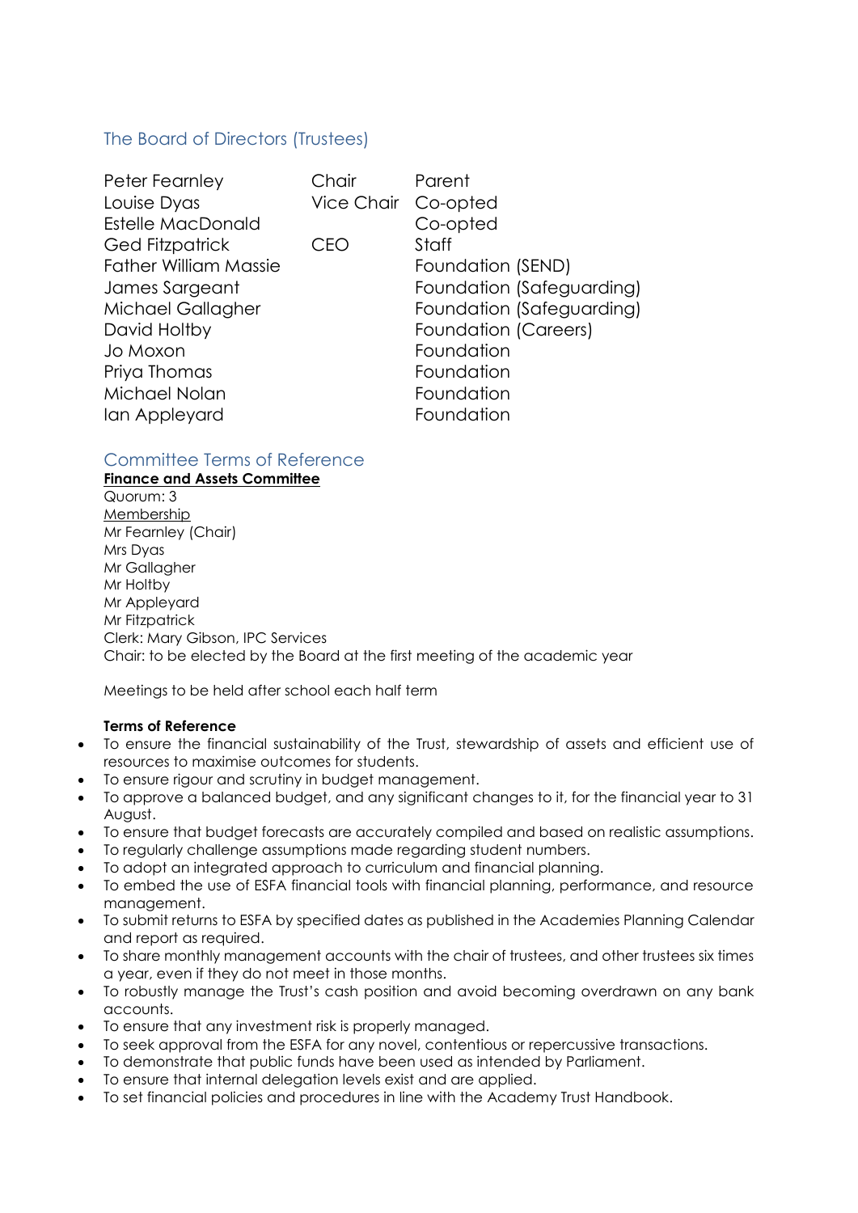## The Board of Directors (Trustees)

| | | |
|---|---|---|
| Peter Fearnley | Chair | Parent |
| Louise Dyas | Vice Chair | Co-opted |
| Estelle MacDonald | | Co-opted |
| Ged Fitzpatrick | CEO | Staff |
| Father William Massie | | Foundation (SEND) |
| James Sargeant | | Foundation (Safeguarding) |
| Michael Gallagher | | Foundation (Safeguarding) |
| David Holtby | | Foundation (Careers) |
| Jo Moxon | | Foundation |
| Priya Thomas | | Foundation |
| Michael Nolan | | Foundation |
| Ian Appleyard | | Foundation |

## Committee Terms of Reference

**Finance and Assets Committee**

Quorum: 3

Membership

Mr Fearnley (Chair)
Mrs Dyas
Mr Gallagher
Mr Holtby
Mr Appleyard
Mr Fitzpatrick
Clerk: Mary Gibson, IPC Services
Chair: to be elected by the Board at the first meeting of the academic year

Meetings to be held after school each half term

**Terms of Reference**

- To ensure the financial sustainability of the Trust, stewardship of assets and efficient use of resources to maximise outcomes for students.
- To ensure rigour and scrutiny in budget management.
- To approve a balanced budget, and any significant changes to it, for the financial year to 31 August.
- To ensure that budget forecasts are accurately compiled and based on realistic assumptions.
- To regularly challenge assumptions made regarding student numbers.
- To adopt an integrated approach to curriculum and financial planning.
- To embed the use of ESFA financial tools with financial planning, performance, and resource management.
- To submit returns to ESFA by specified dates as published in the Academies Planning Calendar and report as required.
- To share monthly management accounts with the chair of trustees, and other trustees six times a year, even if they do not meet in those months.
- To robustly manage the Trust's cash position and avoid becoming overdrawn on any bank accounts.
- To ensure that any investment risk is properly managed.
- To seek approval from the ESFA for any novel, contentious or repercussive transactions.
- To demonstrate that public funds have been used as intended by Parliament.
- To ensure that internal delegation levels exist and are applied.
- To set financial policies and procedures in line with the Academy Trust Handbook.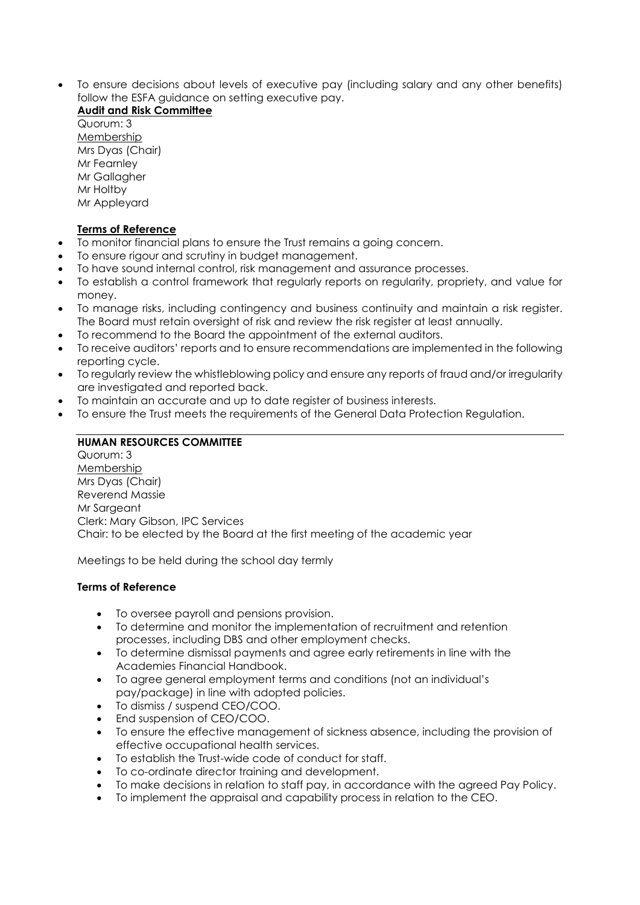- To ensure decisions about levels of executive pay (including salary and any other benefits) follow the ESFA guidance on setting executive pay.

**Audit and Risk Committee**

Quorum: 3

Membership

Mrs Dyas (Chair)
Mr Fearnley
Mr Gallagher
Mr Holtby
Mr Appleyard

**Terms of Reference**

- To monitor financial plans to ensure the Trust remains a going concern.
- To ensure rigour and scrutiny in budget management.
- To have sound internal control, risk management and assurance processes.
- To establish a control framework that regularly reports on regularity, propriety, and value for money.
- To manage risks, including contingency and business continuity and maintain a risk register. The Board must retain oversight of risk and review the risk register at least annually.
- To recommend to the Board the appointment of the external auditors.
- To receive auditors' reports and to ensure recommendations are implemented in the following reporting cycle.
- To regularly review the whistleblowing policy and ensure any reports of fraud and/or irregularity are investigated and reported back.
- To maintain an accurate and up to date register of business interests.
- To ensure the Trust meets the requirements of the General Data Protection Regulation.

---

**HUMAN RESOURCES COMMITTEE**

Quorum: 3

Membership

Mrs Dyas (Chair)
Reverend Massie
Mr Sargeant
Clerk: Mary Gibson, IPC Services
Chair: to be elected by the Board at the first meeting of the academic year

Meetings to be held during the school day termly

**Terms of Reference**

- To oversee payroll and pensions provision.
- To determine and monitor the implementation of recruitment and retention processes, including DBS and other employment checks.
- To determine dismissal payments and agree early retirements in line with the Academies Financial Handbook.
- To agree general employment terms and conditions (not an individual's pay/package) in line with adopted policies.
- To dismiss / suspend CEO/COO.
- End suspension of CEO/COO.
- To ensure the effective management of sickness absence, including the provision of effective occupational health services.
- To establish the Trust-wide code of conduct for staff.
- To co-ordinate director training and development.
- To make decisions in relation to staff pay, in accordance with the agreed Pay Policy.
- To implement the appraisal and capability process in relation to the CEO.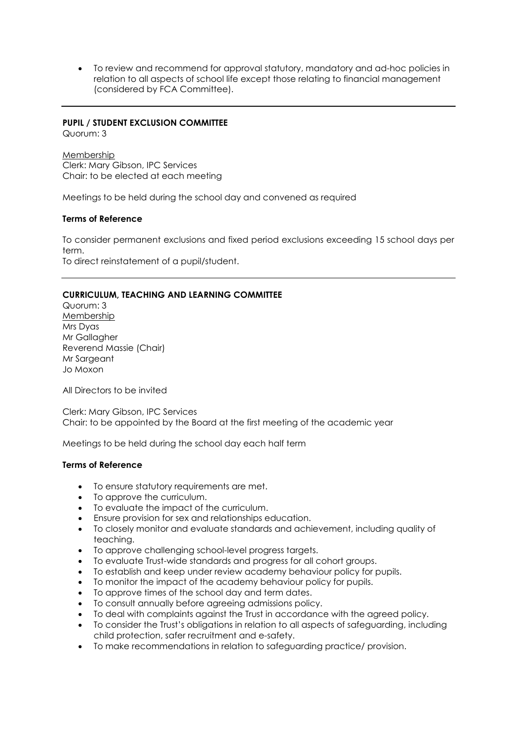- To review and recommend for approval statutory, mandatory and ad-hoc policies in relation to all aspects of school life except those relating to financial management (considered by FCA Committee).

---

**PUPIL / STUDENT EXCLUSION COMMITTEE**

Quorum: 3

Membership

Clerk: Mary Gibson, IPC Services

Chair: to be elected at each meeting

Meetings to be held during the school day and convened as required

**Terms of Reference**

To consider permanent exclusions and fixed period exclusions exceeding 15 school days per term.

To direct reinstatement of a pupil/student.

---

**CURRICULUM, TEACHING AND LEARNING COMMITTEE**

Quorum: 3

Membership

Mrs Dyas

Mr Gallagher

Reverend Massie (Chair)

Mr Sargeant

Jo Moxon

All Directors to be invited

Clerk: Mary Gibson, IPC Services

Chair: to be appointed by the Board at the first meeting of the academic year

Meetings to be held during the school day each half term

**Terms of Reference**

- To ensure statutory requirements are met.
- To approve the curriculum.
- To evaluate the impact of the curriculum.
- Ensure provision for sex and relationships education.
- To closely monitor and evaluate standards and achievement, including quality of teaching.
- To approve challenging school-level progress targets.
- To evaluate Trust-wide standards and progress for all cohort groups.
- To establish and keep under review academy behaviour policy for pupils.
- To monitor the impact of the academy behaviour policy for pupils.
- To approve times of the school day and term dates.
- To consult annually before agreeing admissions policy.
- To deal with complaints against the Trust in accordance with the agreed policy.
- To consider the Trust's obligations in relation to all aspects of safeguarding, including child protection, safer recruitment and e-safety.
- To make recommendations in relation to safeguarding practice/ provision.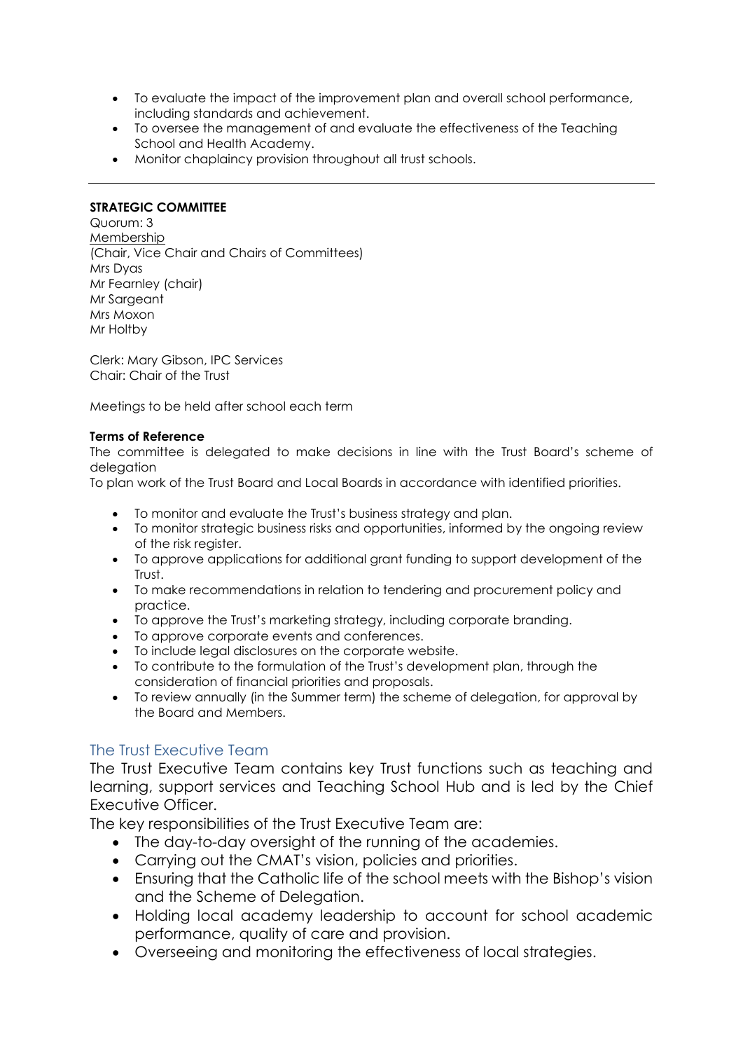- To evaluate the impact of the improvement plan and overall school performance, including standards and achievement.
- To oversee the management of and evaluate the effectiveness of the Teaching School and Health Academy.
- Monitor chaplaincy provision throughout all trust schools.

---

**STRATEGIC COMMITTEE**

Quorum: 3
<u>Membership</u>
(Chair, Vice Chair and Chairs of Committees)
Mrs Dyas
Mr Fearnley (chair)
Mr Sargeant
Mrs Moxon
Mr Holtby

Clerk: Mary Gibson, IPC Services
Chair: Chair of the Trust

Meetings to be held after school each term

**Terms of Reference**

The committee is delegated to make decisions in line with the Trust Board's scheme of delegation
To plan work of the Trust Board and Local Boards in accordance with identified priorities.

- To monitor and evaluate the Trust's business strategy and plan.
- To monitor strategic business risks and opportunities, informed by the ongoing review of the risk register.
- To approve applications for additional grant funding to support development of the Trust.
- To make recommendations in relation to tendering and procurement policy and practice.
- To approve the Trust's marketing strategy, including corporate branding.
- To approve corporate events and conferences.
- To include legal disclosures on the corporate website.
- To contribute to the formulation of the Trust's development plan, through the consideration of financial priorities and proposals.
- To review annually (in the Summer term) the scheme of delegation, for approval by the Board and Members.

## The Trust Executive Team

The Trust Executive Team contains key Trust functions such as teaching and learning, support services and Teaching School Hub and is led by the Chief Executive Officer.

The key responsibilities of the Trust Executive Team are:

- The day-to-day oversight of the running of the academies.
- Carrying out the CMAT's vision, policies and priorities.
- Ensuring that the Catholic life of the school meets with the Bishop's vision and the Scheme of Delegation.
- Holding local academy leadership to account for school academic performance, quality of care and provision.
- Overseeing and monitoring the effectiveness of local strategies.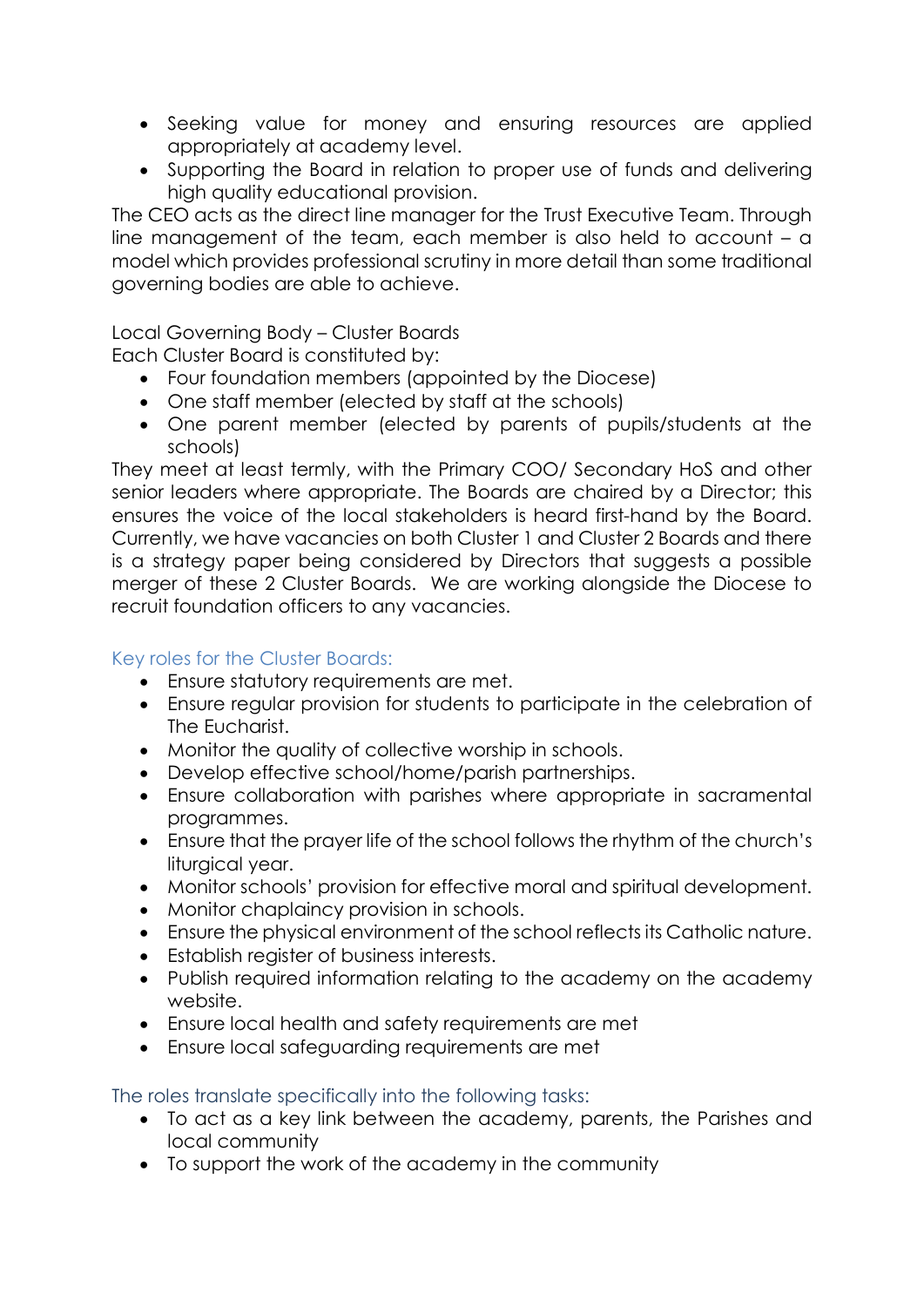- Seeking value for money and ensuring resources are applied appropriately at academy level.
- Supporting the Board in relation to proper use of funds and delivering high quality educational provision.

The CEO acts as the direct line manager for the Trust Executive Team. Through line management of the team, each member is also held to account – a model which provides professional scrutiny in more detail than some traditional governing bodies are able to achieve.

Local Governing Body – Cluster Boards

Each Cluster Board is constituted by:

- Four foundation members (appointed by the Diocese)
- One staff member (elected by staff at the schools)
- One parent member (elected by parents of pupils/students at the schools)

They meet at least termly, with the Primary COO/ Secondary HoS and other senior leaders where appropriate. The Boards are chaired by a Director; this ensures the voice of the local stakeholders is heard first-hand by the Board. Currently, we have vacancies on both Cluster 1 and Cluster 2 Boards and there is a strategy paper being considered by Directors that suggests a possible merger of these 2 Cluster Boards. We are working alongside the Diocese to recruit foundation officers to any vacancies.

### Key roles for the Cluster Boards:

- Ensure statutory requirements are met.
- Ensure regular provision for students to participate in the celebration of The Eucharist.
- Monitor the quality of collective worship in schools.
- Develop effective school/home/parish partnerships.
- Ensure collaboration with parishes where appropriate in sacramental programmes.
- Ensure that the prayer life of the school follows the rhythm of the church's liturgical year.
- Monitor schools' provision for effective moral and spiritual development.
- Monitor chaplaincy provision in schools.
- Ensure the physical environment of the school reflects its Catholic nature.
- Establish register of business interests.
- Publish required information relating to the academy on the academy website.
- Ensure local health and safety requirements are met
- Ensure local safeguarding requirements are met

### The roles translate specifically into the following tasks:

- To act as a key link between the academy, parents, the Parishes and local community
- To support the work of the academy in the community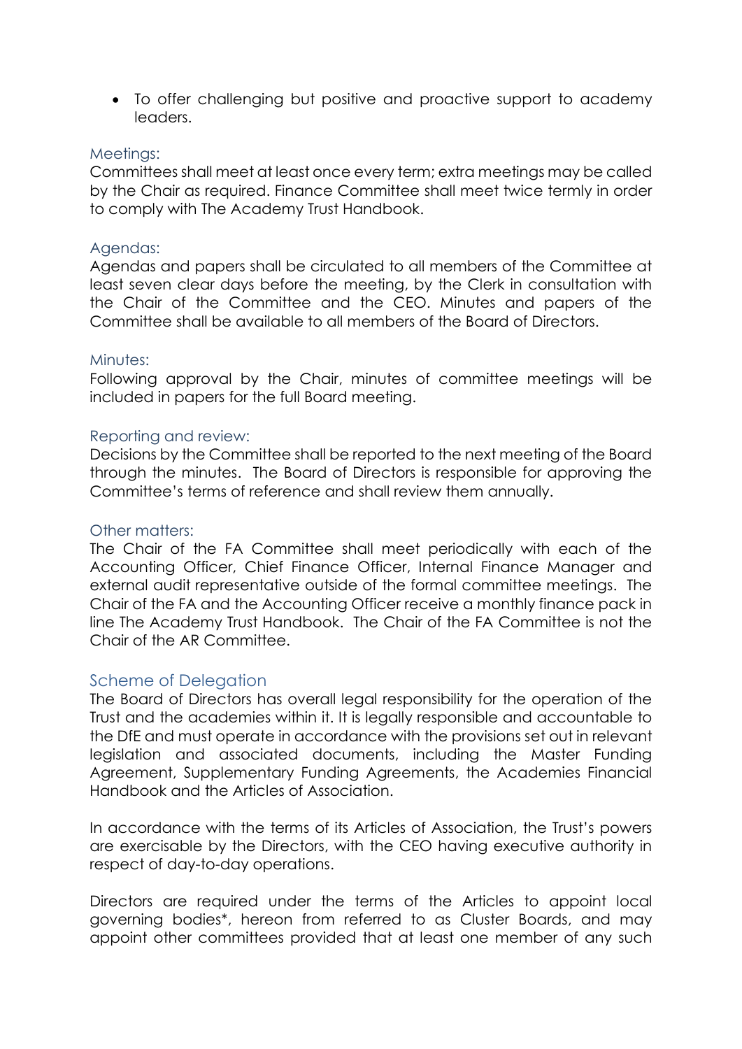- To offer challenging but positive and proactive support to academy leaders.

### Meetings:

Committees shall meet at least once every term; extra meetings may be called by the Chair as required. Finance Committee shall meet twice termly in order to comply with The Academy Trust Handbook.

### Agendas:

Agendas and papers shall be circulated to all members of the Committee at least seven clear days before the meeting, by the Clerk in consultation with the Chair of the Committee and the CEO. Minutes and papers of the Committee shall be available to all members of the Board of Directors.

### Minutes:

Following approval by the Chair, minutes of committee meetings will be included in papers for the full Board meeting.

### Reporting and review:

Decisions by the Committee shall be reported to the next meeting of the Board through the minutes. The Board of Directors is responsible for approving the Committee's terms of reference and shall review them annually.

### Other matters:

The Chair of the FA Committee shall meet periodically with each of the Accounting Officer, Chief Finance Officer, Internal Finance Manager and external audit representative outside of the formal committee meetings. The Chair of the FA and the Accounting Officer receive a monthly finance pack in line The Academy Trust Handbook. The Chair of the FA Committee is not the Chair of the AR Committee.

## Scheme of Delegation

The Board of Directors has overall legal responsibility for the operation of the Trust and the academies within it. It is legally responsible and accountable to the DfE and must operate in accordance with the provisions set out in relevant legislation and associated documents, including the Master Funding Agreement, Supplementary Funding Agreements, the Academies Financial Handbook and the Articles of Association.

In accordance with the terms of its Articles of Association, the Trust's powers are exercisable by the Directors, with the CEO having executive authority in respect of day-to-day operations.

Directors are required under the terms of the Articles to appoint local governing bodies*, hereon from referred to as Cluster Boards, and may appoint other committees provided that at least one member of any such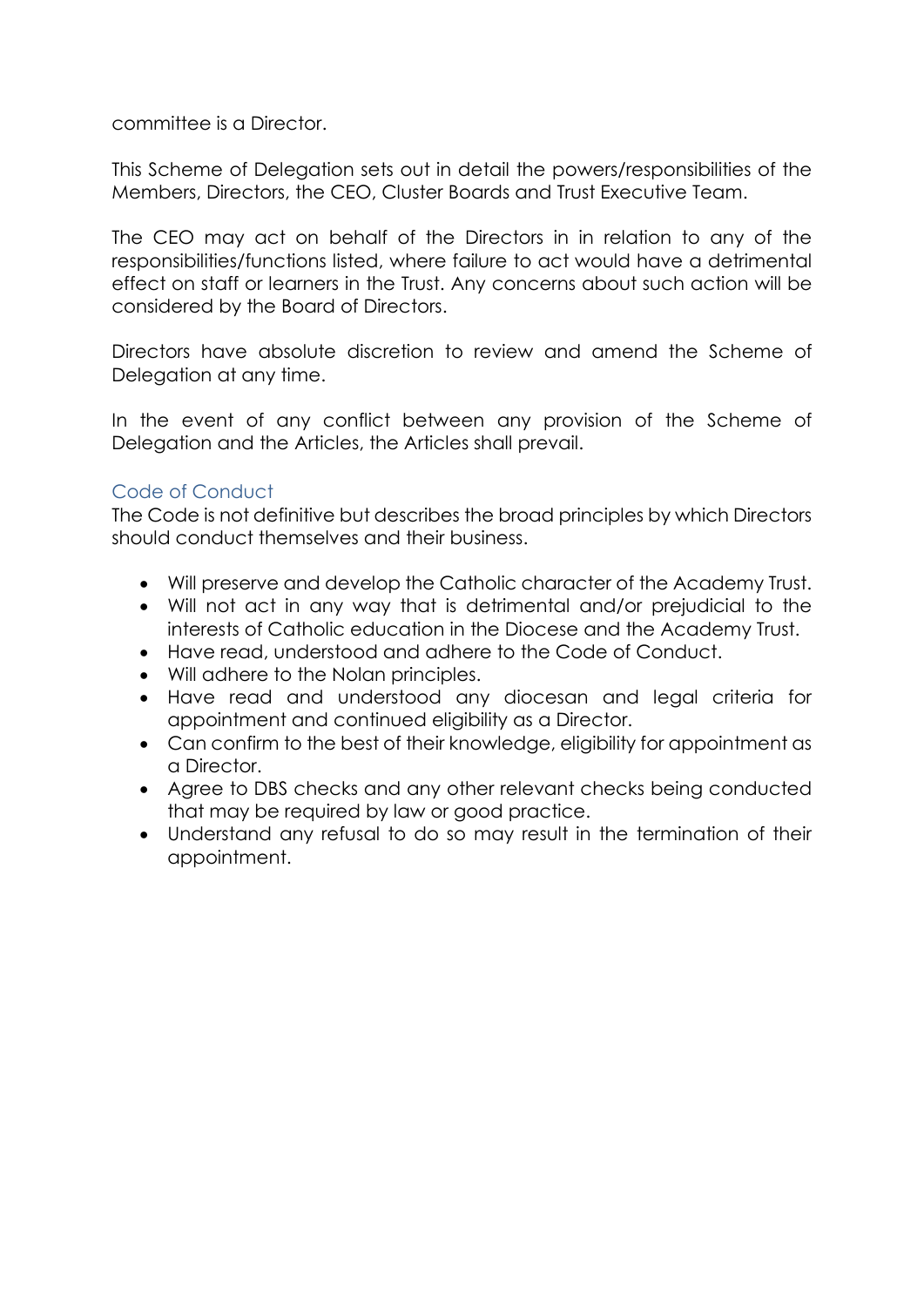committee is a Director.

This Scheme of Delegation sets out in detail the powers/responsibilities of the Members, Directors, the CEO, Cluster Boards and Trust Executive Team.

The CEO may act on behalf of the Directors in in relation to any of the responsibilities/functions listed, where failure to act would have a detrimental effect on staff or learners in the Trust. Any concerns about such action will be considered by the Board of Directors.

Directors have absolute discretion to review and amend the Scheme of Delegation at any time.

In the event of any conflict between any provision of the Scheme of Delegation and the Articles, the Articles shall prevail.

## Code of Conduct

The Code is not definitive but describes the broad principles by which Directors should conduct themselves and their business.

- Will preserve and develop the Catholic character of the Academy Trust.
- Will not act in any way that is detrimental and/or prejudicial to the interests of Catholic education in the Diocese and the Academy Trust.
- Have read, understood and adhere to the Code of Conduct.
- Will adhere to the Nolan principles.
- Have read and understood any diocesan and legal criteria for appointment and continued eligibility as a Director.
- Can confirm to the best of their knowledge, eligibility for appointment as a Director.
- Agree to DBS checks and any other relevant checks being conducted that may be required by law or good practice.
- Understand any refusal to do so may result in the termination of their appointment.